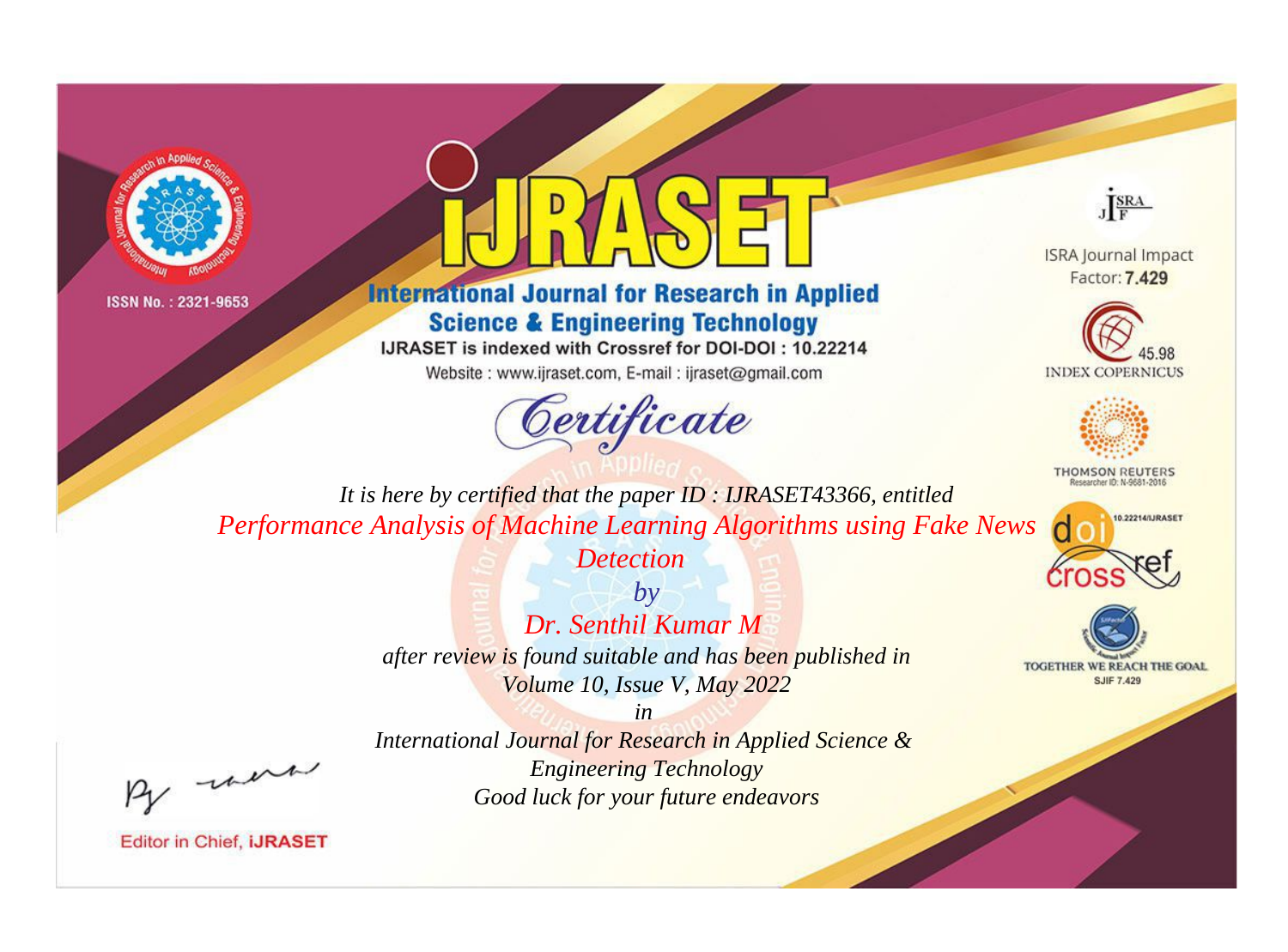ISSN No. : 2321-9653

# iJRASET

## International Journal for Research in Applied Science & Engineering Technology

IJRASET is indexed with Crossref for DOI-DOI : 10.22214

Website : www.ijraset.com, E-mail : ijraset@gmail.com

ISRA Journal Impact Factor: **7.429**

45.98 INDEX COPERNICUS

THOMSON REUTERS Researcher ID: N-9681-2016

10.22214/IJRASET

TOGETHER WE REACH THE GOAL SJIF 7.429

# *Certificate*

*It is here by certified that the paper ID : IJRASET43366, entitled*

*Performance Analysis of Machine Learning Algorithms using Fake News Detection*

*by*

*Dr. Senthil Kumar M*

*after review is found suitable and has been published in*

*Volume 10, Issue V, May 2022*

*in*

*International Journal for Research in Applied Science & Engineering Technology*

*Good luck for your future endeavors*

Editor in Chief, **iJRASET**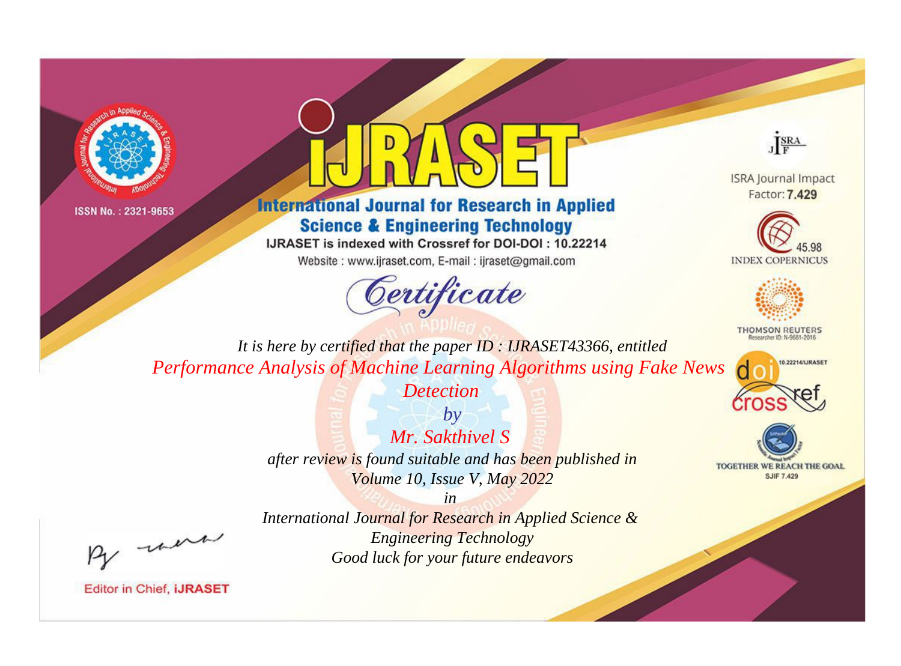ISSN No. : 2321-9653

# iJRASET

## International Journal for Research in Applied Science & Engineering Technology

IJRASET is indexed with Crossref for DOI-DOI : 10.22214

Website : www.ijraset.com, E-mail : ijraset@gmail.com

ISRA Journal Impact Factor: **7.429**

45.98 INDEX COPERNICUS

THOMSON REUTERS Researcher ID: N-9681-2016

10.22214/IJRASET

TOGETHER WE REACH THE GOAL SJIF 7.429

# *Certificate*

*It is here by certified that the paper ID : IJRASET43366, entitled*

*Performance Analysis of Machine Learning Algorithms using Fake News Detection*

*by*

*Mr. Sakthivel S*

*after review is found suitable and has been published in*

*Volume 10, Issue V, May 2022*

*in*

*International Journal for Research in Applied Science & Engineering Technology*

*Good luck for your future endeavors*

Editor in Chief, **iJRASET**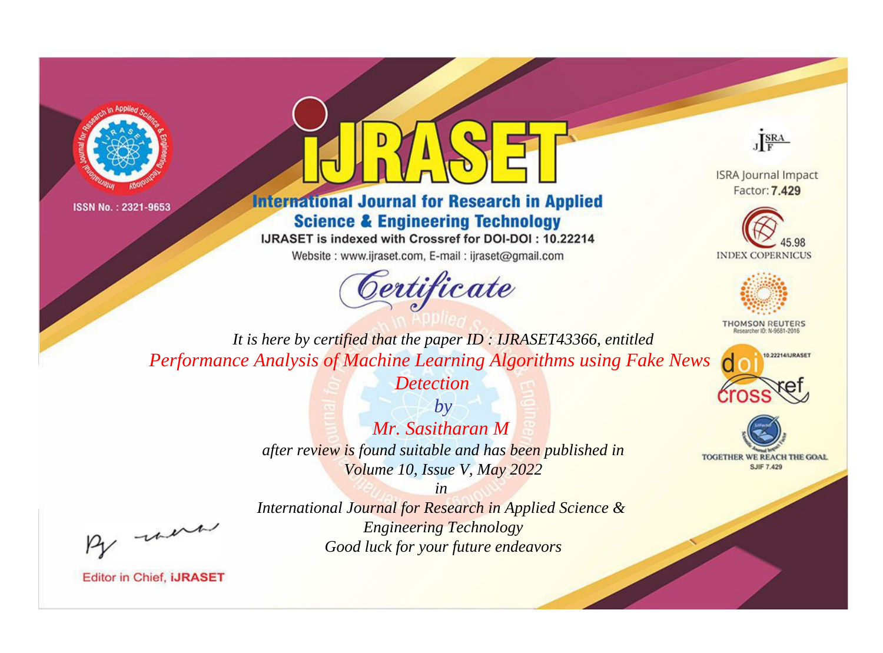ISSN No. : 2321-9653

# iJRASET

## International Journal for Research in Applied Science & Engineering Technology

IJRASET is indexed with Crossref for DOI-DOI : 10.22214

Website : www.ijraset.com, E-mail : ijraset@gmail.com

ISRA Journal Impact Factor: **7.429**

45.98 INDEX COPERNICUS

THOMSON REUTERS Researcher ID: N-9681-2016

10.22214/IJRASET

TOGETHER WE REACH THE GOAL SJIF 7.429

# *Certificate*

*It is here by certified that the paper ID : IJRASET43366, entitled*

*Performance Analysis of Machine Learning Algorithms using Fake News Detection*

*by*

*Mr. Sasitharan M*

*after review is found suitable and has been published in*

*Volume 10, Issue V, May 2022*

*in*

*International Journal for Research in Applied Science & Engineering Technology*

*Good luck for your future endeavors*

Editor in Chief, **iJRASET**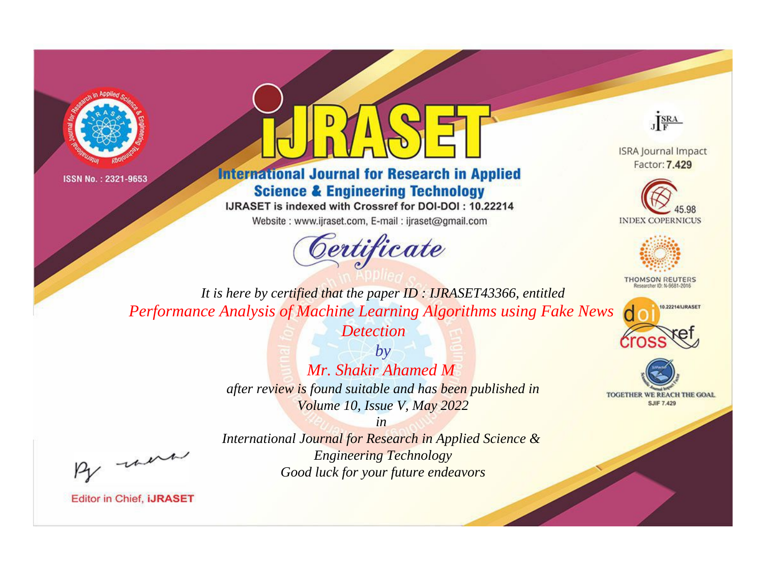ISSN No. : 2321-9653

# IJRASET

## International Journal for Research in Applied Science & Engineering Technology

IJRASET is indexed with Crossref for DOI-DOI : 10.22214

Website : www.ijraset.com, E-mail : ijraset@gmail.com

ISRA Journal Impact Factor: **7.429**

45.98 INDEX COPERNICUS

THOMSON REUTERS Researcher ID: N-9681-2016

10.22214/IJRASET

TOGETHER WE REACH THE GOAL SJIF 7.429

*Certificate*

*It is here by certified that the paper ID : IJRASET43366, entitled*

*Performance Analysis of Machine Learning Algorithms using Fake News Detection*

*by*

*Mr. Shakir Ahamed M*

*after review is found suitable and has been published in*

*Volume 10, Issue V, May 2022*

*in*

*International Journal for Research in Applied Science & Engineering Technology*

*Good luck for your future endeavors*

Editor in Chief, IJRASET